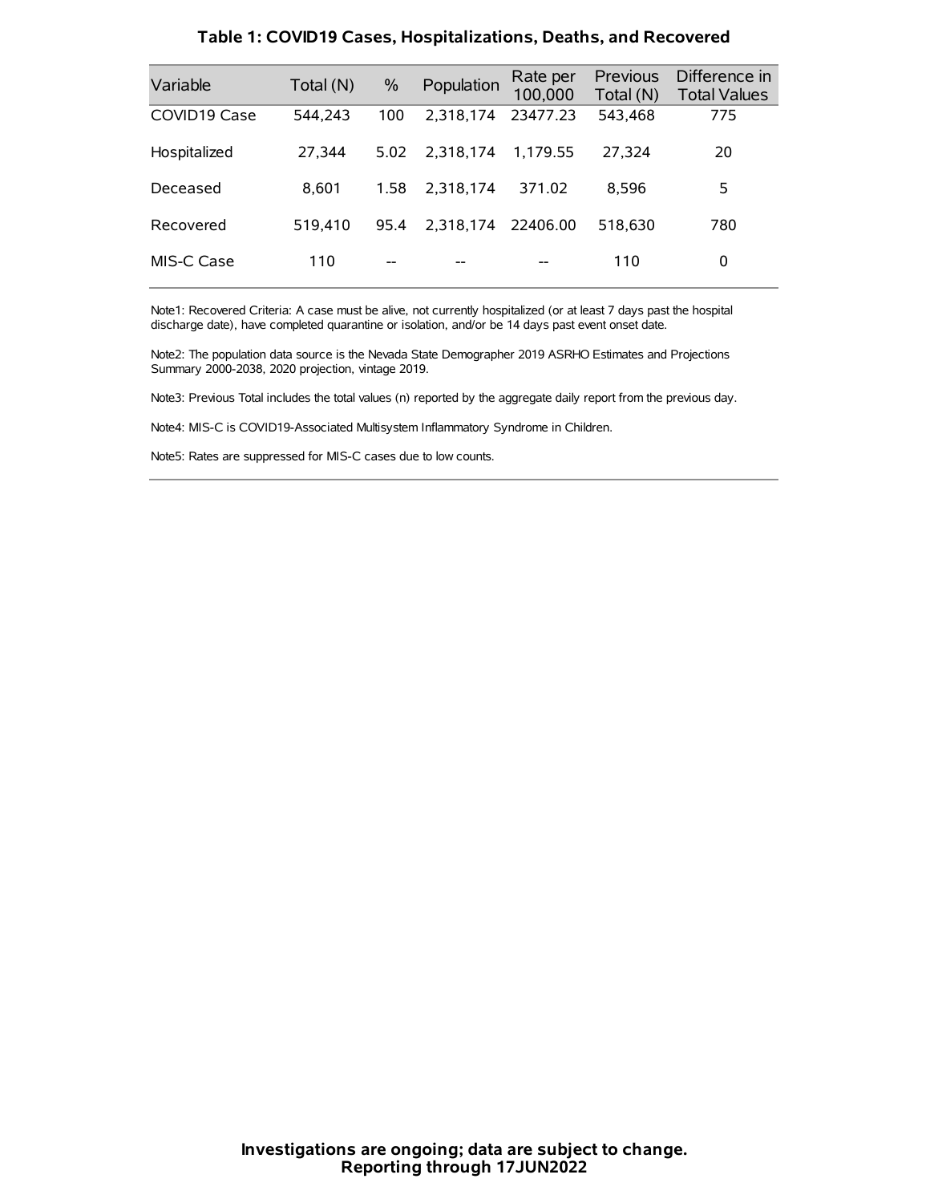### Table 1: COVID19 Cases, Hospitalizations, Deaths, and Recovered

| Variable | Total (N) | % | Population | Rate per 100,000 | Previous Total (N) | Difference in Total Values |
|---|---|---|---|---|---|---|
| COVID19 Case | 544,243 | 100 | 2,318,174 | 23477.23 | 543,468 | 775 |
| Hospitalized | 27,344 | 5.02 | 2,318,174 | 1,179.55 | 27,324 | 20 |
| Deceased | 8,601 | 1.58 | 2,318,174 | 371.02 | 8,596 | 5 |
| Recovered | 519,410 | 95.4 | 2,318,174 | 22406.00 | 518,630 | 780 |
| MIS-C Case | 110 | -- | -- | -- | 110 | 0 |

Note1: Recovered Criteria: A case must be alive, not currently hospitalized (or at least 7 days past the hospital discharge date), have completed quarantine or isolation, and/or be 14 days past event onset date.

Note2: The population data source is the Nevada State Demographer 2019 ASRHO Estimates and Projections Summary 2000-2038, 2020 projection, vintage 2019.

Note3: Previous Total includes the total values (n) reported by the aggregate daily report from the previous day.

Note4: MIS-C is COVID19-Associated Multisystem Inflammatory Syndrome in Children.

Note5: Rates are suppressed for MIS-C cases due to low counts.

**Investigations are ongoing; data are subject to change.**
**Reporting through 17JUN2022**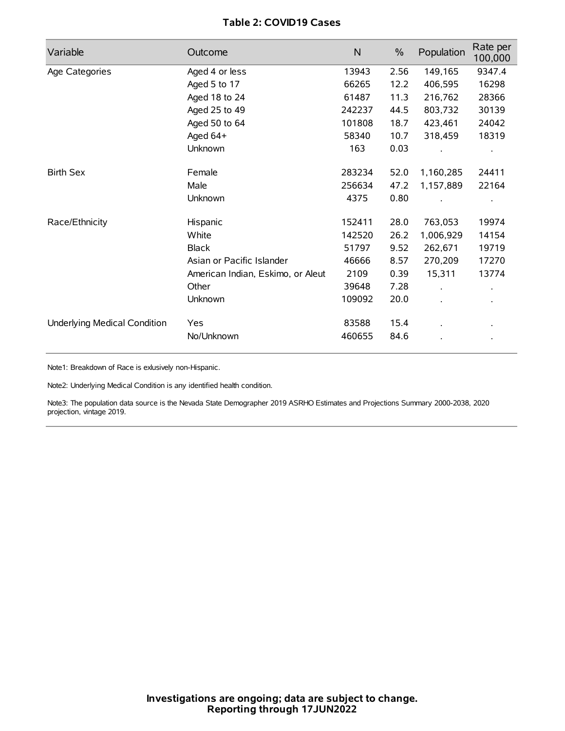### Table 2: COVID19 Cases

| Variable | Outcome | N | % | Population | Rate per 100,000 |
|---|---|---|---|---|---|
| Age Categories | Aged 4 or less | 13943 | 2.56 | 149,165 | 9347.4 |
| | Aged 5 to 17 | 66265 | 12.2 | 406,595 | 16298 |
| | Aged 18 to 24 | 61487 | 11.3 | 216,762 | 28366 |
| | Aged 25 to 49 | 242237 | 44.5 | 803,732 | 30139 |
| | Aged 50 to 64 | 101808 | 18.7 | 423,461 | 24042 |
| | Aged 64+ | 58340 | 10.7 | 318,459 | 18319 |
| | Unknown | 163 | 0.03 | . | . |
| Birth Sex | Female | 283234 | 52.0 | 1,160,285 | 24411 |
| | Male | 256634 | 47.2 | 1,157,889 | 22164 |
| | Unknown | 4375 | 0.80 | . | . |
| Race/Ethnicity | Hispanic | 152411 | 28.0 | 763,053 | 19974 |
| | White | 142520 | 26.2 | 1,006,929 | 14154 |
| | Black | 51797 | 9.52 | 262,671 | 19719 |
| | Asian or Pacific Islander | 46666 | 8.57 | 270,209 | 17270 |
| | American Indian, Eskimo, or Aleut | 2109 | 0.39 | 15,311 | 13774 |
| | Other | 39648 | 7.28 | . | . |
| | Unknown | 109092 | 20.0 | . | . |
| Underlying Medical Condition | Yes | 83588 | 15.4 | . | . |
| | No/Unknown | 460655 | 84.6 | . | . |

Note1: Breakdown of Race is exlusively non-Hispanic.

Note2: Underlying Medical Condition is any identified health condition.

Note3: The population data source is the Nevada State Demographer 2019 ASRHO Estimates and Projections Summary 2000-2038, 2020 projection, vintage 2019.

**Investigations are ongoing; data are subject to change.**
**Reporting through 17JUN2022**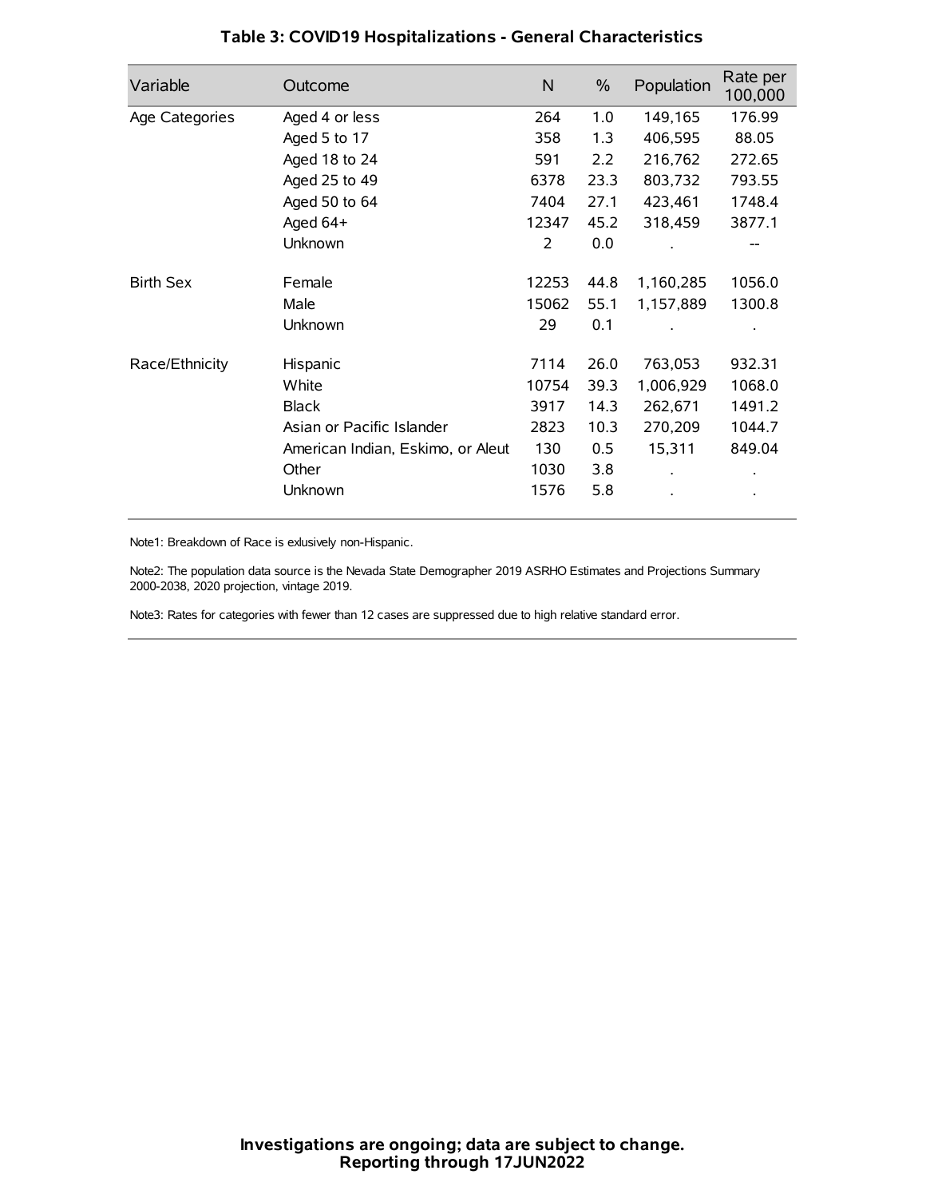## Table 3: COVID19 Hospitalizations - General Characteristics

| Variable | Outcome | N | % | Population | Rate per 100,000 |
|---|---|---|---|---|---|
| Age Categories | Aged 4 or less | 264 | 1.0 | 149,165 | 176.99 |
| | Aged 5 to 17 | 358 | 1.3 | 406,595 | 88.05 |
| | Aged 18 to 24 | 591 | 2.2 | 216,762 | 272.65 |
| | Aged 25 to 49 | 6378 | 23.3 | 803,732 | 793.55 |
| | Aged 50 to 64 | 7404 | 27.1 | 423,461 | 1748.4 |
| | Aged 64+ | 12347 | 45.2 | 318,459 | 3877.1 |
| | Unknown | 2 | 0.0 | . | -- |
| Birth Sex | Female | 12253 | 44.8 | 1,160,285 | 1056.0 |
| | Male | 15062 | 55.1 | 1,157,889 | 1300.8 |
| | Unknown | 29 | 0.1 | . | . |
| Race/Ethnicity | Hispanic | 7114 | 26.0 | 763,053 | 932.31 |
| | White | 10754 | 39.3 | 1,006,929 | 1068.0 |
| | Black | 3917 | 14.3 | 262,671 | 1491.2 |
| | Asian or Pacific Islander | 2823 | 10.3 | 270,209 | 1044.7 |
| | American Indian, Eskimo, or Aleut | 130 | 0.5 | 15,311 | 849.04 |
| | Other | 1030 | 3.8 | . | . |
| | Unknown | 1576 | 5.8 | . | . |

Note1: Breakdown of Race is exlusively non-Hispanic.

Note2: The population data source is the Nevada State Demographer 2019 ASRHO Estimates and Projections Summary 2000-2038, 2020 projection, vintage 2019.

Note3: Rates for categories with fewer than 12 cases are suppressed due to high relative standard error.

**Investigations are ongoing; data are subject to change.**
**Reporting through 17JUN2022**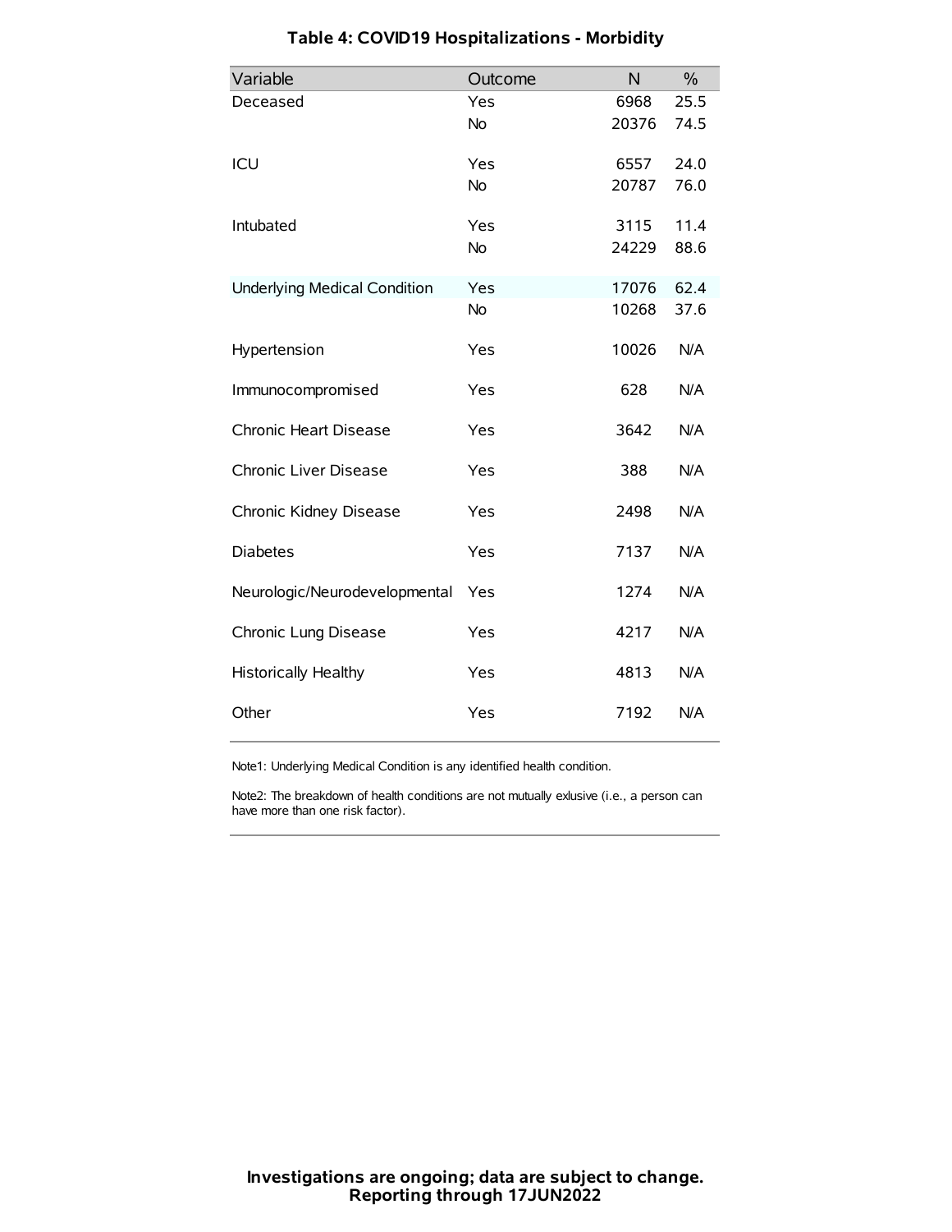# Table 4: COVID19 Hospitalizations - Morbidity

| Variable | Outcome | N | % |
|---|---|---|---|
| Deceased | Yes | 6968 | 25.5 |
| | No | 20376 | 74.5 |
| ICU | Yes | 6557 | 24.0 |
| | No | 20787 | 76.0 |
| Intubated | Yes | 3115 | 11.4 |
| | No | 24229 | 88.6 |
| Underlying Medical Condition | Yes | 17076 | 62.4 |
| | No | 10268 | 37.6 |
| Hypertension | Yes | 10026 | N/A |
| Immunocompromised | Yes | 628 | N/A |
| Chronic Heart Disease | Yes | 3642 | N/A |
| Chronic Liver Disease | Yes | 388 | N/A |
| Chronic Kidney Disease | Yes | 2498 | N/A |
| Diabetes | Yes | 7137 | N/A |
| Neurologic/Neurodevelopmental | Yes | 1274 | N/A |
| Chronic Lung Disease | Yes | 4217 | N/A |
| Historically Healthy | Yes | 4813 | N/A |
| Other | Yes | 7192 | N/A |

Note1: Underlying Medical Condition is any identified health condition.

Note2: The breakdown of health conditions are not mutually exlusive (i.e., a person can have more than one risk factor).

**Investigations are ongoing; data are subject to change.**
**Reporting through 17JUN2022**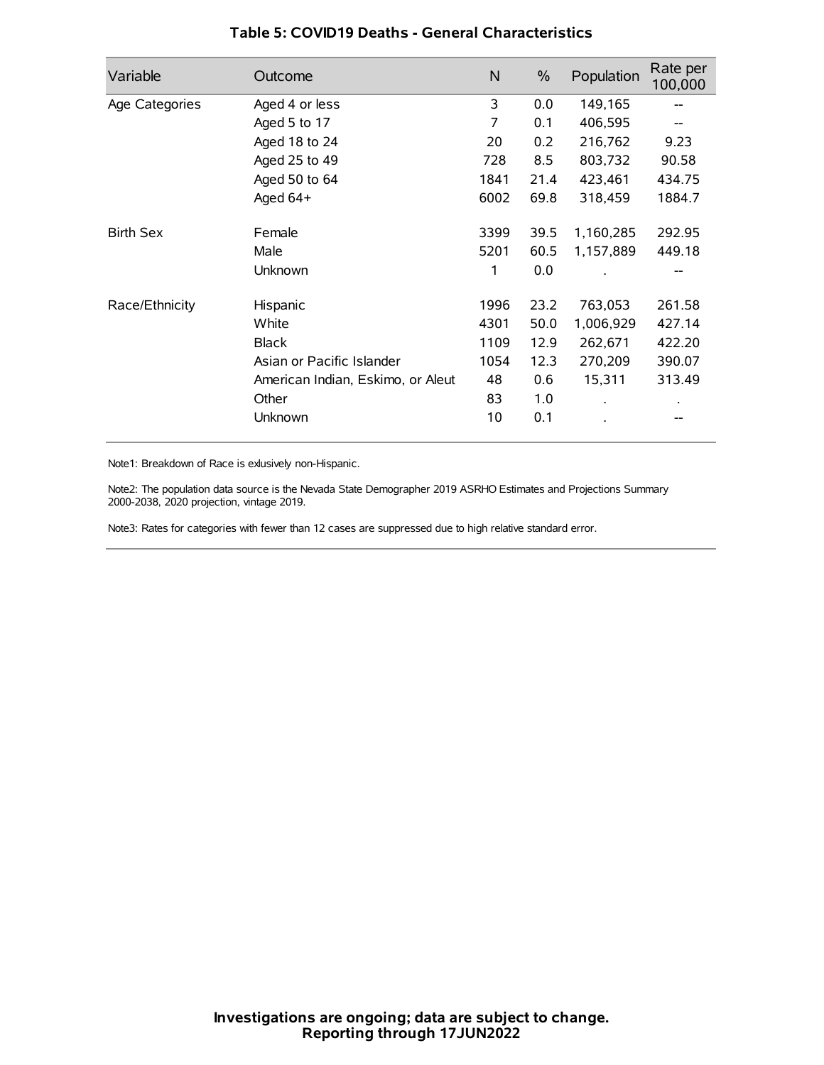**Table 5: COVID19 Deaths - General Characteristics**

| Variable | Outcome | N | % | Population | Rate per 100,000 |
|---|---|---|---|---|---|
| Age Categories | Aged 4 or less | 3 | 0.0 | 149,165 | -- |
| | Aged 5 to 17 | 7 | 0.1 | 406,595 | -- |
| | Aged 18 to 24 | 20 | 0.2 | 216,762 | 9.23 |
| | Aged 25 to 49 | 728 | 8.5 | 803,732 | 90.58 |
| | Aged 50 to 64 | 1841 | 21.4 | 423,461 | 434.75 |
| | Aged 64+ | 6002 | 69.8 | 318,459 | 1884.7 |
| Birth Sex | Female | 3399 | 39.5 | 1,160,285 | 292.95 |
| | Male | 5201 | 60.5 | 1,157,889 | 449.18 |
| | Unknown | 1 | 0.0 | . | -- |
| Race/Ethnicity | Hispanic | 1996 | 23.2 | 763,053 | 261.58 |
| | White | 4301 | 50.0 | 1,006,929 | 427.14 |
| | Black | 1109 | 12.9 | 262,671 | 422.20 |
| | Asian or Pacific Islander | 1054 | 12.3 | 270,209 | 390.07 |
| | American Indian, Eskimo, or Aleut | 48 | 0.6 | 15,311 | 313.49 |
| | Other | 83 | 1.0 | . | . |
| | Unknown | 10 | 0.1 | . | -- |

Note1: Breakdown of Race is exlusively non-Hispanic.

Note2: The population data source is the Nevada State Demographer 2019 ASRHO Estimates and Projections Summary 2000-2038, 2020 projection, vintage 2019.

Note3: Rates for categories with fewer than 12 cases are suppressed due to high relative standard error.

**Investigations are ongoing; data are subject to change.**
**Reporting through 17JUN2022**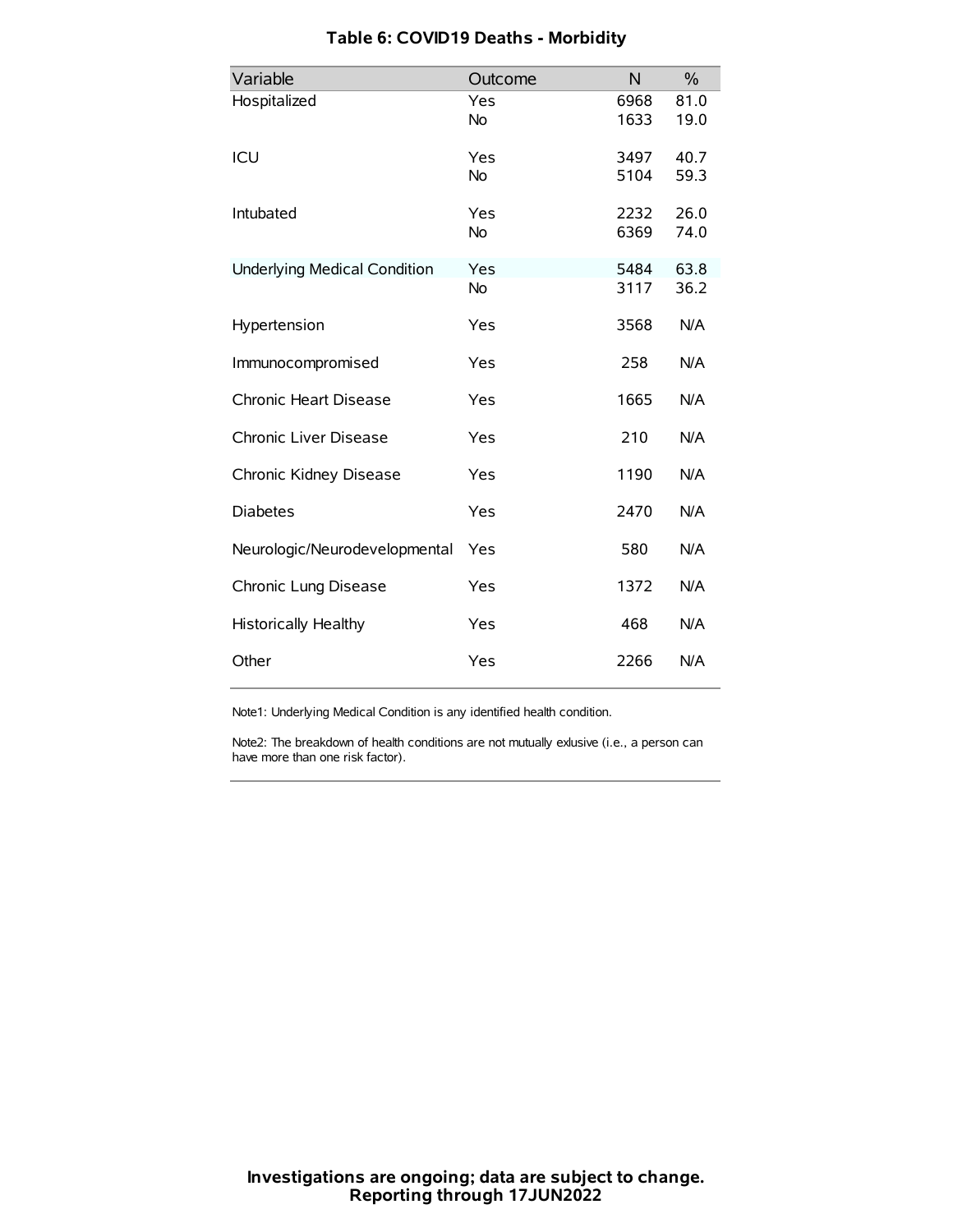# Table 6: COVID19 Deaths - Morbidity

| Variable | Outcome | N | % |
|---|---|---|---|
| Hospitalized | Yes | 6968 | 81.0 |
| | No | 1633 | 19.0 |
| ICU | Yes | 3497 | 40.7 |
| | No | 5104 | 59.3 |
| Intubated | Yes | 2232 | 26.0 |
| | No | 6369 | 74.0 |
| Underlying Medical Condition | Yes | 5484 | 63.8 |
| | No | 3117 | 36.2 |
| Hypertension | Yes | 3568 | N/A |
| Immunocompromised | Yes | 258 | N/A |
| Chronic Heart Disease | Yes | 1665 | N/A |
| Chronic Liver Disease | Yes | 210 | N/A |
| Chronic Kidney Disease | Yes | 1190 | N/A |
| Diabetes | Yes | 2470 | N/A |
| Neurologic/Neurodevelopmental | Yes | 580 | N/A |
| Chronic Lung Disease | Yes | 1372 | N/A |
| Historically Healthy | Yes | 468 | N/A |
| Other | Yes | 2266 | N/A |

Note1: Underlying Medical Condition is any identified health condition.

Note2: The breakdown of health conditions are not mutually exlusive (i.e., a person can have more than one risk factor).

**Investigations are ongoing; data are subject to change.**
**Reporting through 17JUN2022**